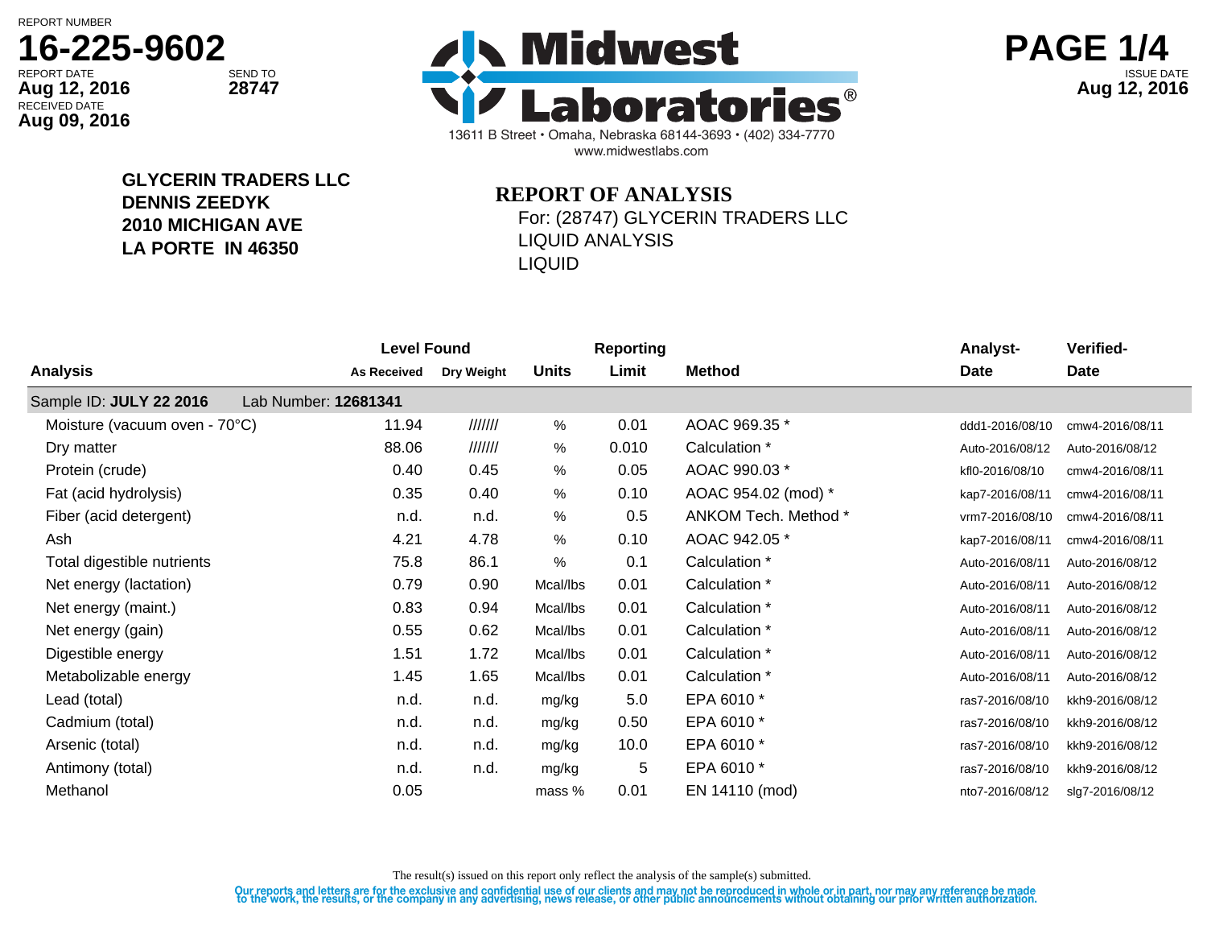REPORT NUMBER
**16-225-9602**

REPORT DATE **Aug 12, 2016**
SEND TO **28747**
RECEIVED DATE **Aug 09, 2016**

# Midwest Laboratories®

13611 B Street • Omaha, Nebraska 68144-3693 • (402) 334-7770
www.midwestlabs.com

ISSUE DATE **Aug 12, 2016**

**GLYCERIN TRADERS LLC**
**DENNIS ZEEDYK**
**2010 MICHIGAN AVE**
**LA PORTE IN 46350**

## REPORT OF ANALYSIS

For: (28747) GLYCERIN TRADERS LLC
LIQUID ANALYSIS
LIQUID

| Analysis | Level Found | | Units | Reporting | Method | Analyst- | Verified- |
|---|---|---|---|---|---|---|---|
| | As Received | Dry Weight | | Limit | | Date | Date |
| Sample ID: **JULY 22 2016** Lab Number: **12681341** | | | | | | | |
| Moisture (vacuum oven - 70°C) | 11.94 | ////// | % | 0.01 | AOAC 969.35 * | ddd1-2016/08/10 | cmw4-2016/08/11 |
| Dry matter | 88.06 | ////// | % | 0.010 | Calculation * | Auto-2016/08/12 | Auto-2016/08/12 |
| Protein (crude) | 0.40 | 0.45 | % | 0.05 | AOAC 990.03 * | kfl0-2016/08/10 | cmw4-2016/08/11 |
| Fat (acid hydrolysis) | 0.35 | 0.40 | % | 0.10 | AOAC 954.02 (mod) * | kap7-2016/08/11 | cmw4-2016/08/11 |
| Fiber (acid detergent) | n.d. | n.d. | % | 0.5 | ANKOM Tech. Method * | vrm7-2016/08/10 | cmw4-2016/08/11 |
| Ash | 4.21 | 4.78 | % | 0.10 | AOAC 942.05 * | kap7-2016/08/11 | cmw4-2016/08/11 |
| Total digestible nutrients | 75.8 | 86.1 | % | 0.1 | Calculation * | Auto-2016/08/11 | Auto-2016/08/12 |
| Net energy (lactation) | 0.79 | 0.90 | Mcal/lbs | 0.01 | Calculation * | Auto-2016/08/11 | Auto-2016/08/12 |
| Net energy (maint.) | 0.83 | 0.94 | Mcal/lbs | 0.01 | Calculation * | Auto-2016/08/11 | Auto-2016/08/12 |
| Net energy (gain) | 0.55 | 0.62 | Mcal/lbs | 0.01 | Calculation * | Auto-2016/08/11 | Auto-2016/08/12 |
| Digestible energy | 1.51 | 1.72 | Mcal/lbs | 0.01 | Calculation * | Auto-2016/08/11 | Auto-2016/08/12 |
| Metabolizable energy | 1.45 | 1.65 | Mcal/lbs | 0.01 | Calculation * | Auto-2016/08/11 | Auto-2016/08/12 |
| Lead (total) | n.d. | n.d. | mg/kg | 5.0 | EPA 6010 * | ras7-2016/08/10 | kkh9-2016/08/12 |
| Cadmium (total) | n.d. | n.d. | mg/kg | 0.50 | EPA 6010 * | ras7-2016/08/10 | kkh9-2016/08/12 |
| Arsenic (total) | n.d. | n.d. | mg/kg | 10.0 | EPA 6010 * | ras7-2016/08/10 | kkh9-2016/08/12 |
| Antimony (total) | n.d. | n.d. | mg/kg | 5 | EPA 6010 * | ras7-2016/08/10 | kkh9-2016/08/12 |
| Methanol | 0.05 | | mass % | 0.01 | EN 14110 (mod) | nto7-2016/08/12 | slg7-2016/08/12 |

The result(s) issued on this report only reflect the analysis of the sample(s) submitted.

Our reports and letters are for the exclusive and confidential use of our clients and may not be reproduced in whole or in part, nor may any reference be made to the work, the results, or the company in any advertising, news release, or other public announcements without obtaining our prior written authorization.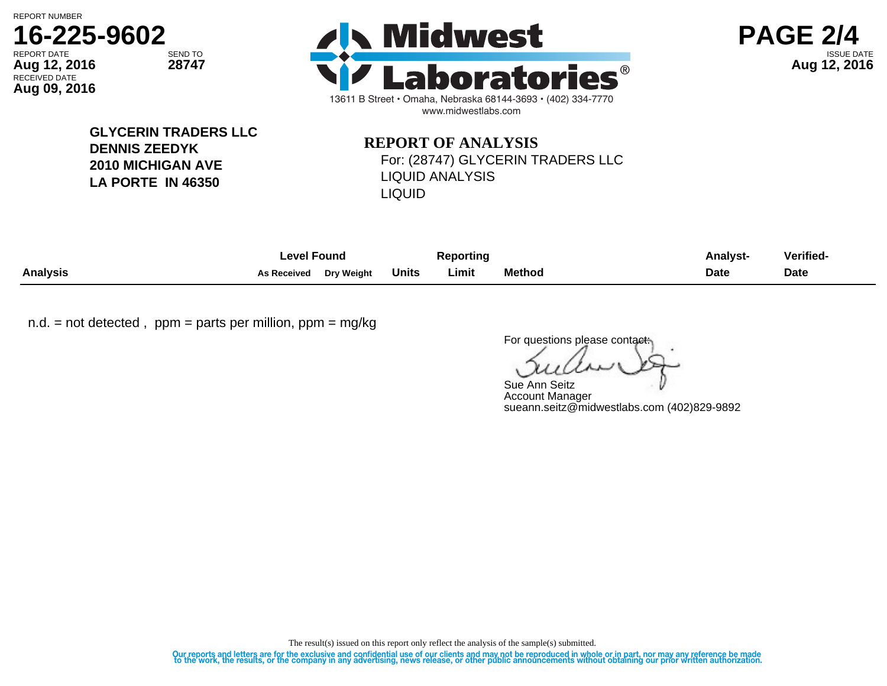REPORT NUMBER
**16-225-9602**

REPORT DATE **Aug 12, 2016**
SEND TO **28747**
RECEIVED DATE **Aug 09, 2016**

**Midwest Laboratories®**
13611 B Street • Omaha, Nebraska 68144-3693 • (402) 334-7770
www.midwestlabs.com

ISSUE DATE **Aug 12, 2016**

**GLYCERIN TRADERS LLC**
**DENNIS ZEEDYK**
**2010 MICHIGAN AVE**
**LA PORTE IN 46350**

## REPORT OF ANALYSIS

For: (28747) GLYCERIN TRADERS LLC
LIQUID ANALYSIS
LIQUID

| Analysis | Level Found | | Units | Reporting Limit | Method | Analyst-Date | Verified-Date |
|---|---|---|---|---|---|---|---|
| | As Received | Dry Weight | | | | | |

n.d. = not detected , ppm = parts per million, ppm = mg/kg

For questions please contact:

Sue Ann Seitz
Account Manager
sueann.seitz@midwestlabs.com (402)829-9892

The result(s) issued on this report only reflect the analysis of the sample(s) submitted.

Our reports and letters are for the exclusive and confidential use of our clients and may not be reproduced in whole or in part, nor may any reference be made to the work, the results, or the company in any advertising, news release, or other public announcements without obtaining our prior written authorization.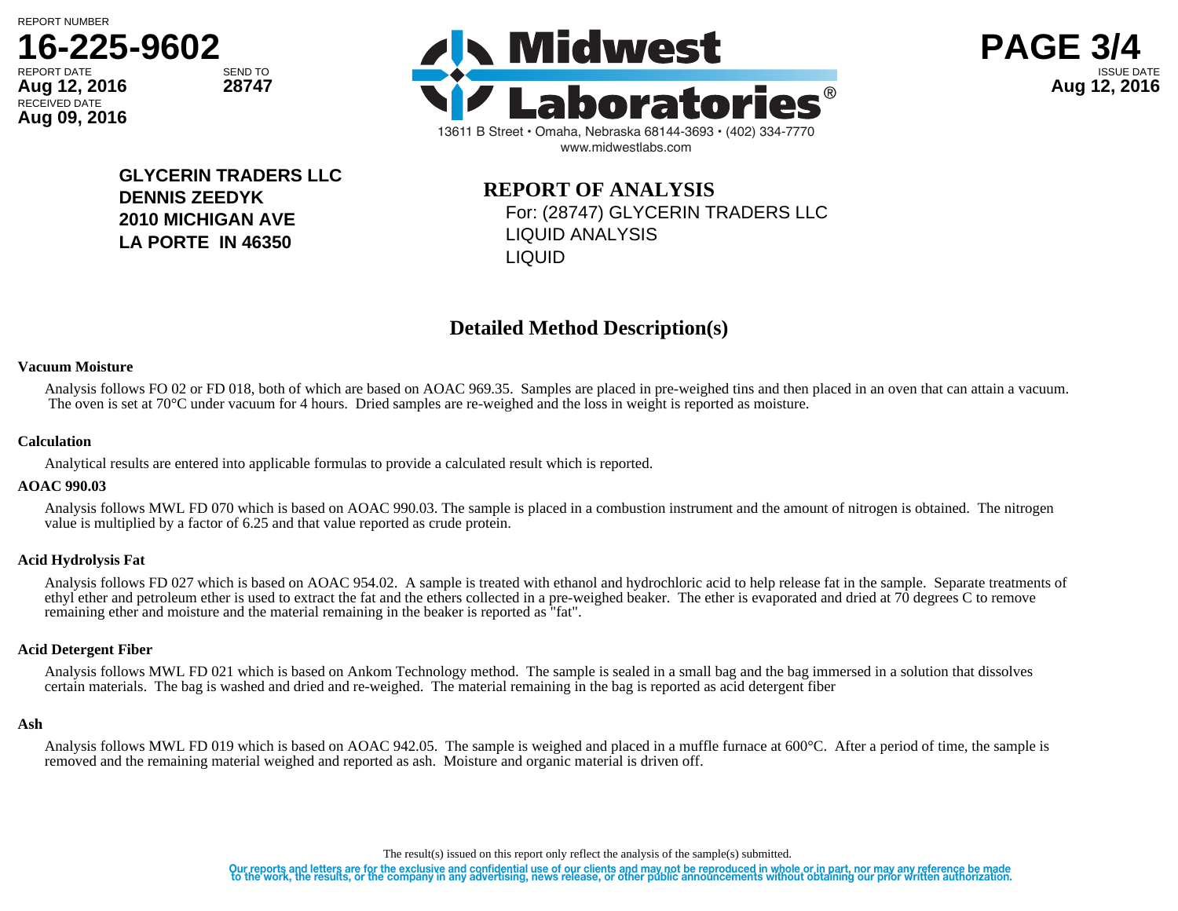REPORT NUMBER
**16-225-9602**

REPORT DATE **Aug 12, 2016** SEND TO **28747**
RECEIVED DATE **Aug 09, 2016**

**Midwest Laboratories®**
13611 B Street • Omaha, Nebraska 68144-3693 • (402) 334-7770
www.midwestlabs.com

ISSUE DATE **Aug 12, 2016**

**GLYCERIN TRADERS LLC**
**DENNIS ZEEDYK**
**2010 MICHIGAN AVE**
**LA PORTE IN 46350**

**REPORT OF ANALYSIS**
For: (28747) GLYCERIN TRADERS LLC
LIQUID ANALYSIS
LIQUID

## Detailed Method Description(s)

**Vacuum Moisture**

Analysis follows FO 02 or FD 018, both of which are based on AOAC 969.35. Samples are placed in pre-weighed tins and then placed in an oven that can attain a vacuum. The oven is set at 70°C under vacuum for 4 hours. Dried samples are re-weighed and the loss in weight is reported as moisture.

**Calculation**

Analytical results are entered into applicable formulas to provide a calculated result which is reported.

**AOAC 990.03**

Analysis follows MWL FD 070 which is based on AOAC 990.03. The sample is placed in a combustion instrument and the amount of nitrogen is obtained. The nitrogen value is multiplied by a factor of 6.25 and that value reported as crude protein.

**Acid Hydrolysis Fat**

Analysis follows FD 027 which is based on AOAC 954.02. A sample is treated with ethanol and hydrochloric acid to help release fat in the sample. Separate treatments of ethyl ether and petroleum ether is used to extract the fat and the ethers collected in a pre-weighed beaker. The ether is evaporated and dried at 70 degrees C to remove remaining ether and moisture and the material remaining in the beaker is reported as "fat".

**Acid Detergent Fiber**

Analysis follows MWL FD 021 which is based on Ankom Technology method. The sample is sealed in a small bag and the bag immersed in a solution that dissolves certain materials. The bag is washed and dried and re-weighed. The material remaining in the bag is reported as acid detergent fiber

**Ash**

Analysis follows MWL FD 019 which is based on AOAC 942.05. The sample is weighed and placed in a muffle furnace at 600°C. After a period of time, the sample is removed and the remaining material weighed and reported as ash. Moisture and organic material is driven off.

The result(s) issued on this report only reflect the analysis of the sample(s) submitted.

Our reports and letters are for the exclusive and confidential use of our clients and may not be reproduced in whole or in part, nor may any reference be made to the work, the results, or the company in any advertising, news release, or other public announcements without obtaining our prior written authorization.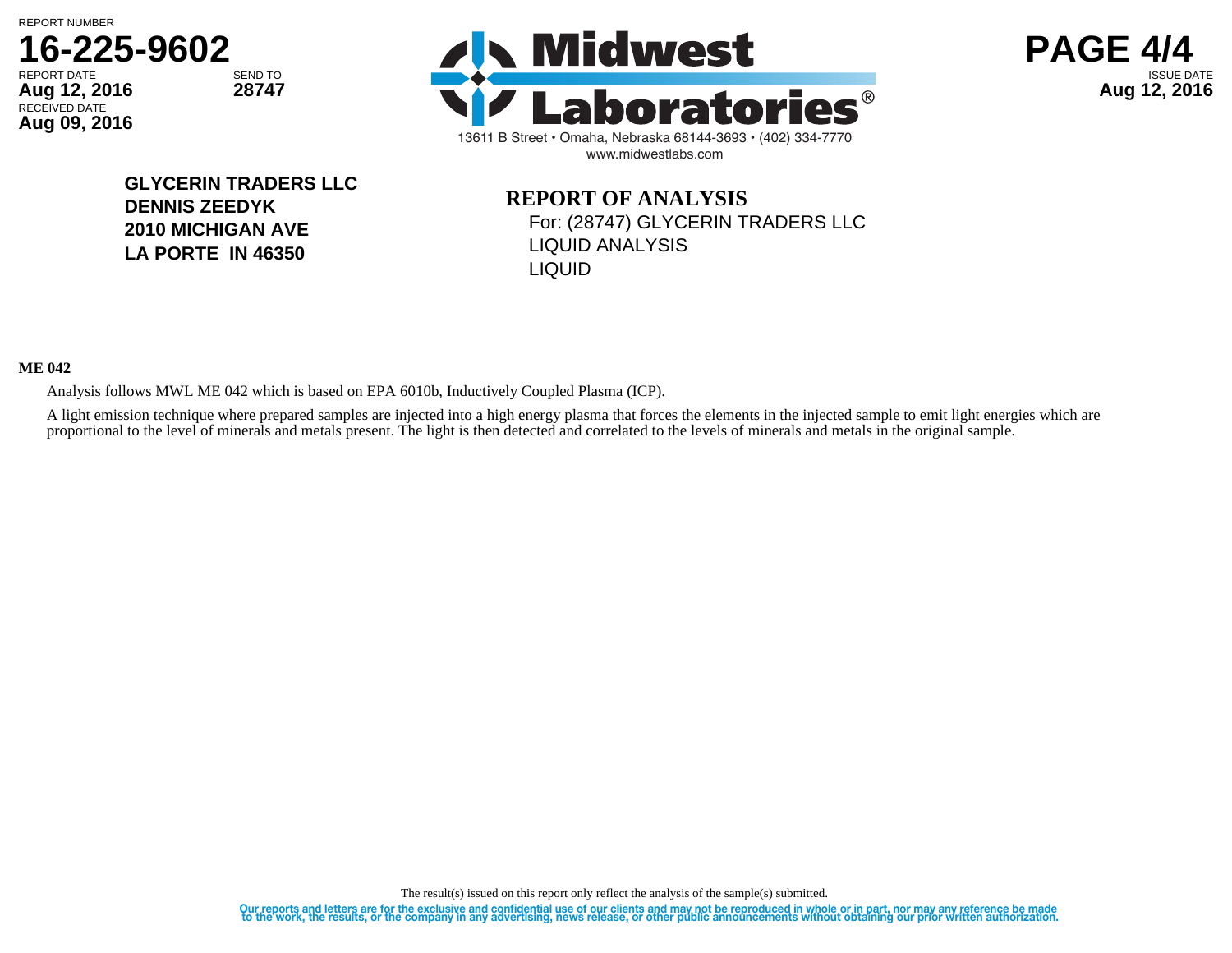REPORT NUMBER
**16-225-9602**

REPORT DATE **Aug 12, 2016** SEND TO **28747**
RECEIVED DATE **Aug 09, 2016**

ISSUE DATE **Aug 12, 2016**

**Midwest Laboratories**

13611 B Street • Omaha, Nebraska 68144-3693 • (402) 334-7770
www.midwestlabs.com

**GLYCERIN TRADERS LLC**
**DENNIS ZEEDYK**
**2010 MICHIGAN AVE**
**LA PORTE IN 46350**

## REPORT OF ANALYSIS

For: (28747) GLYCERIN TRADERS LLC
LIQUID ANALYSIS
LIQUID

**ME 042**

Analysis follows MWL ME 042 which is based on EPA 6010b, Inductively Coupled Plasma (ICP).

A light emission technique where prepared samples are injected into a high energy plasma that forces the elements in the injected sample to emit light energies which are proportional to the level of minerals and metals present. The light is then detected and correlated to the levels of minerals and metals in the original sample.

The result(s) issued on this report only reflect the analysis of the sample(s) submitted.

Our reports and letters are for the exclusive and confidential use of our clients and may not be reproduced in whole or in part, nor may any reference be made to the work, the results, or the company in any advertising, news release, or other public announcements without obtaining our prior written authorization.